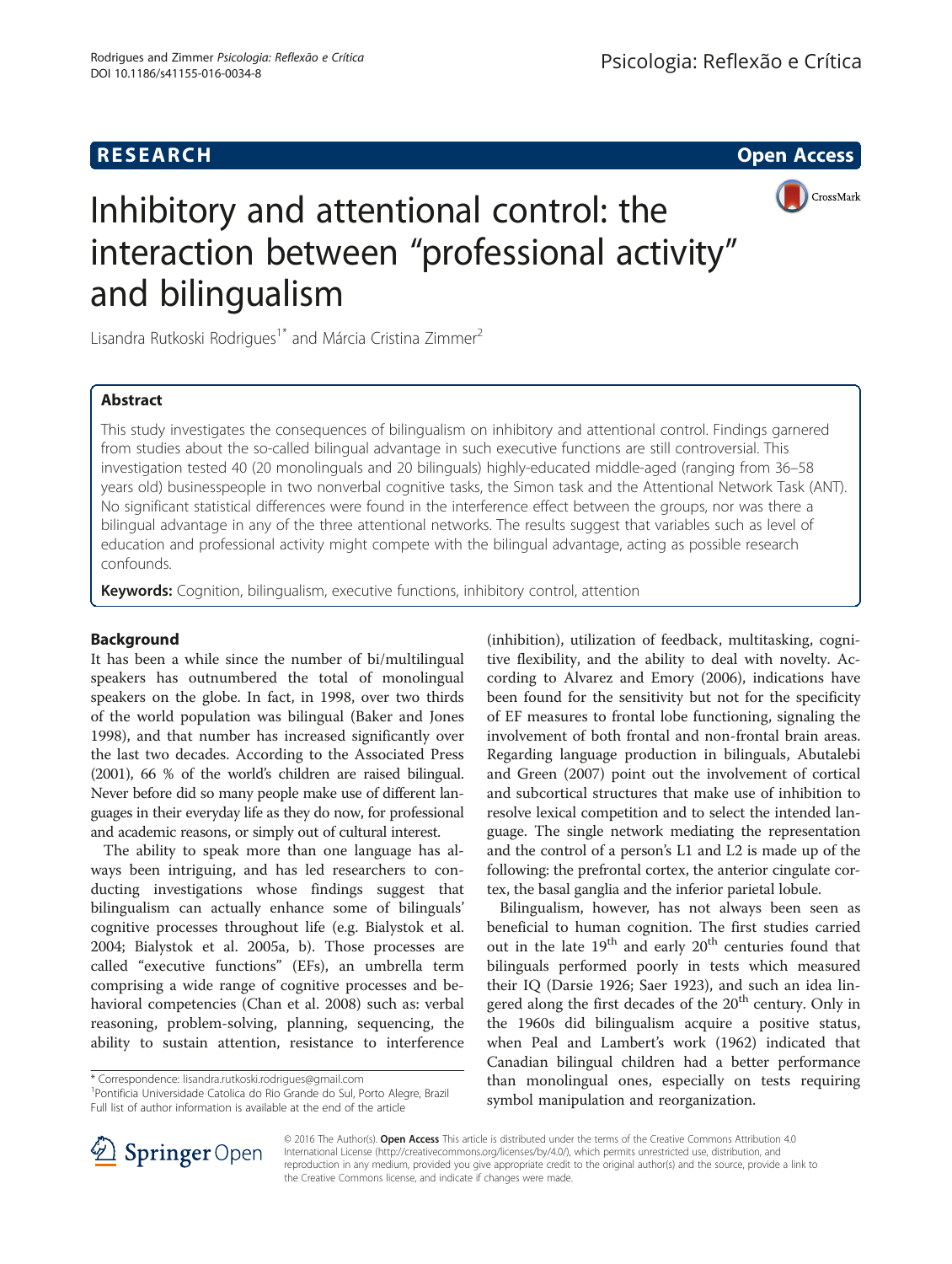RESEARCH

Open Access

# Inhibitory and attentional control: the interaction between "professional activity" and bilingualism

Lisandra Rutkoski Rodrigues[1*] and Márcia Cristina Zimmer[2]

## Abstract

This study investigates the consequences of bilingualism on inhibitory and attentional control. Findings garnered from studies about the so-called bilingual advantage in such executive functions are still controversial. This investigation tested 40 (20 monolinguals and 20 bilinguals) highly-educated middle-aged (ranging from 36–58 years old) businesspeople in two nonverbal cognitive tasks, the Simon task and the Attentional Network Task (ANT). No significant statistical differences were found in the interference effect between the groups, nor was there a bilingual advantage in any of the three attentional networks. The results suggest that variables such as level of education and professional activity might compete with the bilingual advantage, acting as possible research confounds.

**Keywords:** Cognition, bilingualism, executive functions, inhibitory control, attention

## Background

It has been a while since the number of bi/multilingual speakers has outnumbered the total of monolingual speakers on the globe. In fact, in 1998, over two thirds of the world population was bilingual (Baker and Jones 1998), and that number has increased significantly over the last two decades. According to the Associated Press (2001), 66 % of the world's children are raised bilingual. Never before did so many people make use of different languages in their everyday life as they do now, for professional and academic reasons, or simply out of cultural interest.

The ability to speak more than one language has always been intriguing, and has led researchers to conducting investigations whose findings suggest that bilingualism can actually enhance some of bilinguals' cognitive processes throughout life (e.g. Bialystok et al. 2004; Bialystok et al. 2005a, b). Those processes are called "executive functions" (EFs), an umbrella term comprising a wide range of cognitive processes and behavioral competencies (Chan et al. 2008) such as: verbal reasoning, problem-solving, planning, sequencing, the ability to sustain attention, resistance to interference (inhibition), utilization of feedback, multitasking, cognitive flexibility, and the ability to deal with novelty. According to Alvarez and Emory (2006), indications have been found for the sensitivity but not for the specificity of EF measures to frontal lobe functioning, signaling the involvement of both frontal and non-frontal brain areas. Regarding language production in bilinguals, Abutalebi and Green (2007) point out the involvement of cortical and subcortical structures that make use of inhibition to resolve lexical competition and to select the intended language. The single network mediating the representation and the control of a person's L1 and L2 is made up of the following: the prefrontal cortex, the anterior cingulate cortex, the basal ganglia and the inferior parietal lobule.

Bilingualism, however, has not always been seen as beneficial to human cognition. The first studies carried out in the late 19th and early 20th centuries found that bilinguals performed poorly in tests which measured their IQ (Darsie 1926; Saer 1923), and such an idea lingered along the first decades of the 20th century. Only in the 1960s did bilingualism acquire a positive status, when Peal and Lambert's work (1962) indicated that Canadian bilingual children had a better performance than monolingual ones, especially on tests requiring symbol manipulation and reorganization.

\* Correspondence: lisandra.rutkoski.rodrigues@gmail.com
[1]Pontifícia Universidade Catolica do Rio Grande do Sul, Porto Alegre, Brazil
Full list of author information is available at the end of the article

© 2016 The Author(s). **Open Access** This article is distributed under the terms of the Creative Commons Attribution 4.0 International License (http://creativecommons.org/licenses/by/4.0/), which permits unrestricted use, distribution, and reproduction in any medium, provided you give appropriate credit to the original author(s) and the source, provide a link to the Creative Commons license, and indicate if changes were made.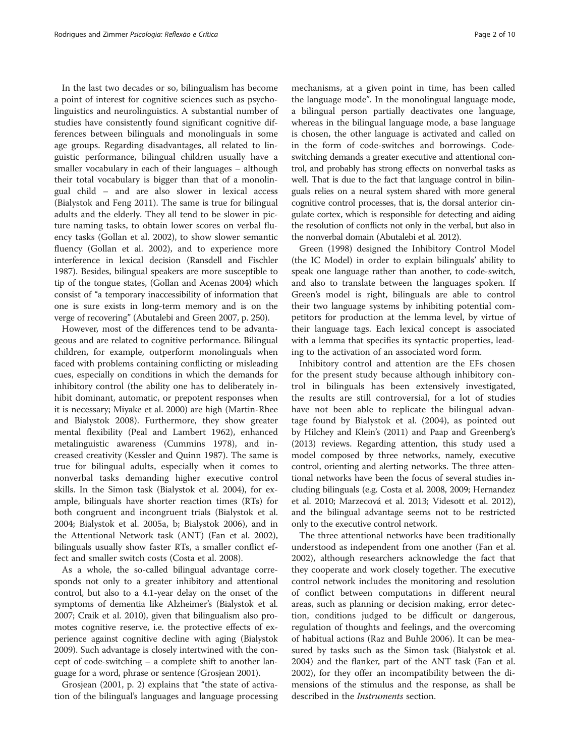In the last two decades or so, bilingualism has become a point of interest for cognitive sciences such as psycholinguistics and neurolinguistics. A substantial number of studies have consistently found significant cognitive differences between bilinguals and monolinguals in some age groups. Regarding disadvantages, all related to linguistic performance, bilingual children usually have a smaller vocabulary in each of their languages – although their total vocabulary is bigger than that of a monolingual child – and are also slower in lexical access (Bialystok and Feng 2011). The same is true for bilingual adults and the elderly. They all tend to be slower in picture naming tasks, to obtain lower scores on verbal fluency tasks (Gollan et al. 2002), to show slower semantic fluency (Gollan et al. 2002), and to experience more interference in lexical decision (Ransdell and Fischler 1987). Besides, bilingual speakers are more susceptible to tip of the tongue states, (Gollan and Acenas 2004) which consist of "a temporary inaccessibility of information that one is sure exists in long-term memory and is on the verge of recovering" (Abutalebi and Green 2007, p. 250).

However, most of the differences tend to be advantageous and are related to cognitive performance. Bilingual children, for example, outperform monolinguals when faced with problems containing conflicting or misleading cues, especially on conditions in which the demands for inhibitory control (the ability one has to deliberately inhibit dominant, automatic, or prepotent responses when it is necessary; Miyake et al. 2000) are high (Martin-Rhee and Bialystok 2008). Furthermore, they show greater mental flexibility (Peal and Lambert 1962), enhanced metalinguistic awareness (Cummins 1978), and increased creativity (Kessler and Quinn 1987). The same is true for bilingual adults, especially when it comes to nonverbal tasks demanding higher executive control skills. In the Simon task (Bialystok et al. 2004), for example, bilinguals have shorter reaction times (RTs) for both congruent and incongruent trials (Bialystok et al. 2004; Bialystok et al. 2005a, b; Bialystok 2006), and in the Attentional Network task (ANT) (Fan et al. 2002), bilinguals usually show faster RTs, a smaller conflict effect and smaller switch costs (Costa et al. 2008).

As a whole, the so-called bilingual advantage corresponds not only to a greater inhibitory and attentional control, but also to a 4.1-year delay on the onset of the symptoms of dementia like Alzheimer's (Bialystok et al. 2007; Craik et al. 2010), given that bilingualism also promotes cognitive reserve, i.e. the protective effects of experience against cognitive decline with aging (Bialystok 2009). Such advantage is closely intertwined with the concept of code-switching – a complete shift to another language for a word, phrase or sentence (Grosjean 2001).

Grosjean (2001, p. 2) explains that "the state of activation of the bilingual's languages and language processing mechanisms, at a given point in time, has been called the language mode". In the monolingual language mode, a bilingual person partially deactivates one language, whereas in the bilingual language mode, a base language is chosen, the other language is activated and called on in the form of code-switches and borrowings. Code-switching demands a greater executive and attentional control, and probably has strong effects on nonverbal tasks as well. That is due to the fact that language control in bilinguals relies on a neural system shared with more general cognitive control processes, that is, the dorsal anterior cingulate cortex, which is responsible for detecting and aiding the resolution of conflicts not only in the verbal, but also in the nonverbal domain (Abutalebi et al. 2012).

Green (1998) designed the Inhibitory Control Model (the IC Model) in order to explain bilinguals' ability to speak one language rather than another, to code-switch, and also to translate between the languages spoken. If Green's model is right, bilinguals are able to control their two language systems by inhibiting potential competitors for production at the lemma level, by virtue of their language tags. Each lexical concept is associated with a lemma that specifies its syntactic properties, leading to the activation of an associated word form.

Inhibitory control and attention are the EFs chosen for the present study because although inhibitory control in bilinguals has been extensively investigated, the results are still controversial, for a lot of studies have not been able to replicate the bilingual advantage found by Bialystok et al. (2004), as pointed out by Hilchey and Klein's (2011) and Paap and Greenberg's (2013) reviews. Regarding attention, this study used a model composed by three networks, namely, executive control, orienting and alerting networks. The three attentional networks have been the focus of several studies including bilinguals (e.g. Costa et al. 2008, 2009; Hernandez et al. 2010; Marzecová et al. 2013; Videsott et al. 2012), and the bilingual advantage seems not to be restricted only to the executive control network.

The three attentional networks have been traditionally understood as independent from one another (Fan et al. 2002), although researchers acknowledge the fact that they cooperate and work closely together. The executive control network includes the monitoring and resolution of conflict between computations in different neural areas, such as planning or decision making, error detection, conditions judged to be difficult or dangerous, regulation of thoughts and feelings, and the overcoming of habitual actions (Raz and Buhle 2006). It can be measured by tasks such as the Simon task (Bialystok et al. 2004) and the flanker, part of the ANT task (Fan et al. 2002), for they offer an incompatibility between the dimensions of the stimulus and the response, as shall be described in the *Instruments* section.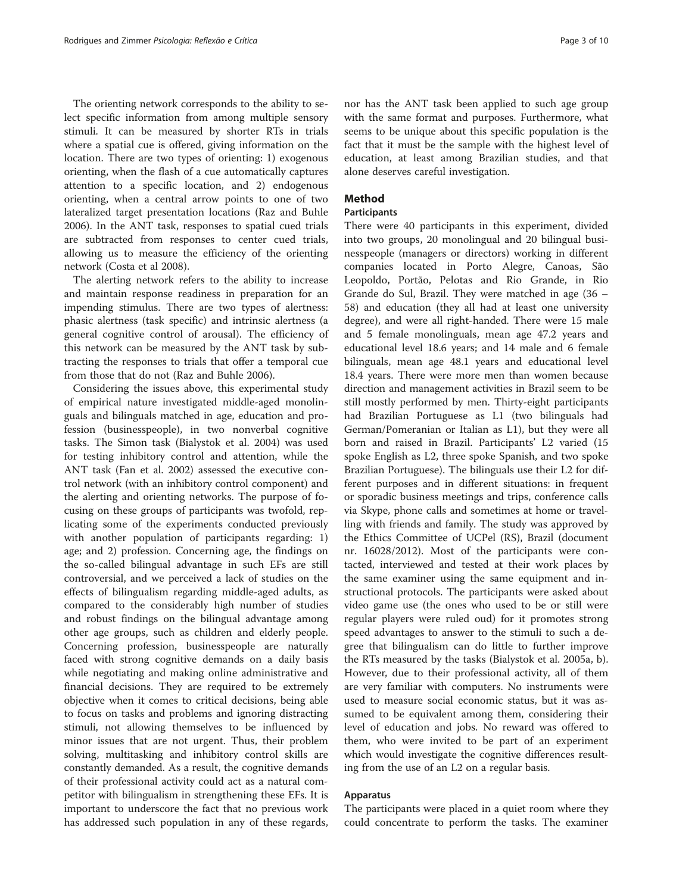The orienting network corresponds to the ability to select specific information from among multiple sensory stimuli. It can be measured by shorter RTs in trials where a spatial cue is offered, giving information on the location. There are two types of orienting: 1) exogenous orienting, when the flash of a cue automatically captures attention to a specific location, and 2) endogenous orienting, when a central arrow points to one of two lateralized target presentation locations (Raz and Buhle 2006). In the ANT task, responses to spatial cued trials are subtracted from responses to center cued trials, allowing us to measure the efficiency of the orienting network (Costa et al 2008).

The alerting network refers to the ability to increase and maintain response readiness in preparation for an impending stimulus. There are two types of alertness: phasic alertness (task specific) and intrinsic alertness (a general cognitive control of arousal). The efficiency of this network can be measured by the ANT task by subtracting the responses to trials that offer a temporal cue from those that do not (Raz and Buhle 2006).

Considering the issues above, this experimental study of empirical nature investigated middle-aged monolinguals and bilinguals matched in age, education and profession (businesspeople), in two nonverbal cognitive tasks. The Simon task (Bialystok et al. 2004) was used for testing inhibitory control and attention, while the ANT task (Fan et al. 2002) assessed the executive control network (with an inhibitory control component) and the alerting and orienting networks. The purpose of focusing on these groups of participants was twofold, replicating some of the experiments conducted previously with another population of participants regarding: 1) age; and 2) profession. Concerning age, the findings on the so-called bilingual advantage in such EFs are still controversial, and we perceived a lack of studies on the effects of bilingualism regarding middle-aged adults, as compared to the considerably high number of studies and robust findings on the bilingual advantage among other age groups, such as children and elderly people. Concerning profession, businesspeople are naturally faced with strong cognitive demands on a daily basis while negotiating and making online administrative and financial decisions. They are required to be extremely objective when it comes to critical decisions, being able to focus on tasks and problems and ignoring distracting stimuli, not allowing themselves to be influenced by minor issues that are not urgent. Thus, their problem solving, multitasking and inhibitory control skills are constantly demanded. As a result, the cognitive demands of their professional activity could act as a natural competitor with bilingualism in strengthening these EFs. It is important to underscore the fact that no previous work has addressed such population in any of these regards, nor has the ANT task been applied to such age group with the same format and purposes. Furthermore, what seems to be unique about this specific population is the fact that it must be the sample with the highest level of education, at least among Brazilian studies, and that alone deserves careful investigation.

## Method

### Participants

There were 40 participants in this experiment, divided into two groups, 20 monolingual and 20 bilingual businesspeople (managers or directors) working in different companies located in Porto Alegre, Canoas, São Leopoldo, Portão, Pelotas and Rio Grande, in Rio Grande do Sul, Brazil. They were matched in age (36 – 58) and education (they all had at least one university degree), and were all right-handed. There were 15 male and 5 female monolinguals, mean age 47.2 years and educational level 18.6 years; and 14 male and 6 female bilinguals, mean age 48.1 years and educational level 18.4 years. There were more men than women because direction and management activities in Brazil seem to be still mostly performed by men. Thirty-eight participants had Brazilian Portuguese as L1 (two bilinguals had German/Pomeranian or Italian as L1), but they were all born and raised in Brazil. Participants' L2 varied (15 spoke English as L2, three spoke Spanish, and two spoke Brazilian Portuguese). The bilinguals use their L2 for different purposes and in different situations: in frequent or sporadic business meetings and trips, conference calls via Skype, phone calls and sometimes at home or travelling with friends and family. The study was approved by the Ethics Committee of UCPel (RS), Brazil (document nr. 16028/2012). Most of the participants were contacted, interviewed and tested at their work places by the same examiner using the same equipment and instructional protocols. The participants were asked about video game use (the ones who used to be or still were regular players were ruled oud) for it promotes strong speed advantages to answer to the stimuli to such a degree that bilingualism can do little to further improve the RTs measured by the tasks (Bialystok et al. 2005a, b). However, due to their professional activity, all of them are very familiar with computers. No instruments were used to measure social economic status, but it was assumed to be equivalent among them, considering their level of education and jobs. No reward was offered to them, who were invited to be part of an experiment which would investigate the cognitive differences resulting from the use of an L2 on a regular basis.

### Apparatus

The participants were placed in a quiet room where they could concentrate to perform the tasks. The examiner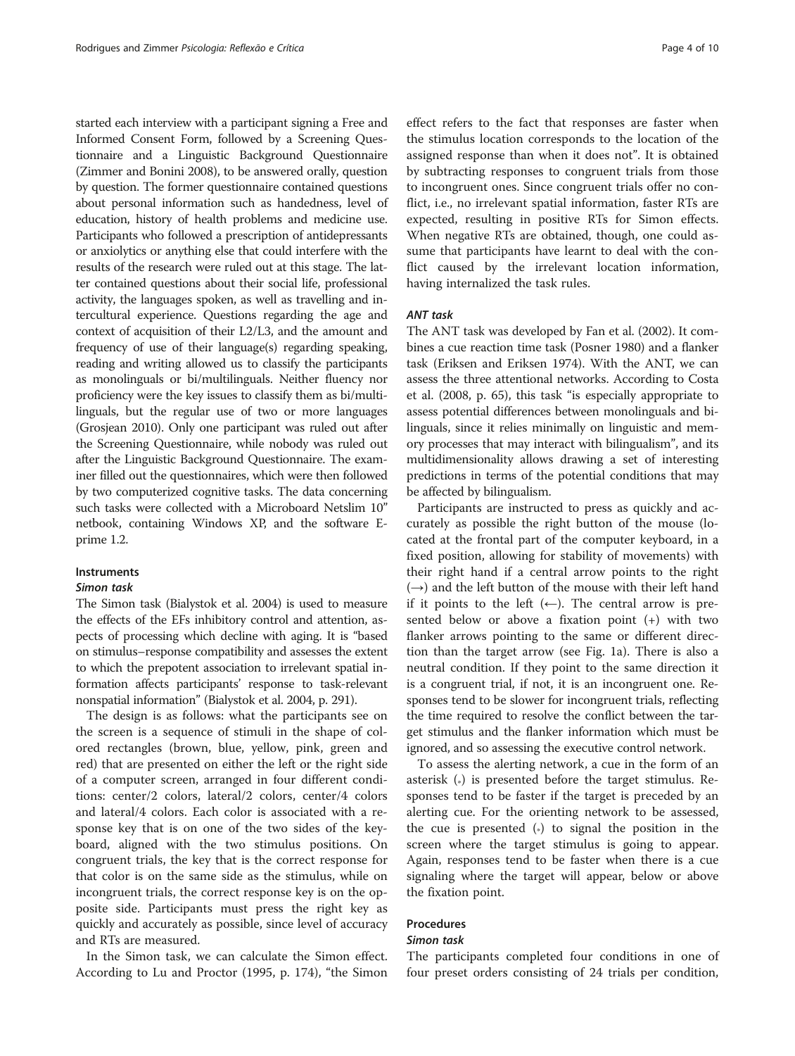started each interview with a participant signing a Free and Informed Consent Form, followed by a Screening Questionnaire and a Linguistic Background Questionnaire (Zimmer and Bonini 2008), to be answered orally, question by question. The former questionnaire contained questions about personal information such as handedness, level of education, history of health problems and medicine use. Participants who followed a prescription of antidepressants or anxiolytics or anything else that could interfere with the results of the research were ruled out at this stage. The latter contained questions about their social life, professional activity, the languages spoken, as well as travelling and intercultural experience. Questions regarding the age and context of acquisition of their L2/L3, and the amount and frequency of use of their language(s) regarding speaking, reading and writing allowed us to classify the participants as monolinguals or bi/multilinguals. Neither fluency nor proficiency were the key issues to classify them as bi/multilinguals, but the regular use of two or more languages (Grosjean 2010). Only one participant was ruled out after the Screening Questionnaire, while nobody was ruled out after the Linguistic Background Questionnaire. The examiner filled out the questionnaires, which were then followed by two computerized cognitive tasks. The data concerning such tasks were collected with a Microboard Netslim 10" netbook, containing Windows XP, and the software E-prime 1.2.

## Instruments

### Simon task

The Simon task (Bialystok et al. 2004) is used to measure the effects of the EFs inhibitory control and attention, aspects of processing which decline with aging. It is "based on stimulus–response compatibility and assesses the extent to which the prepotent association to irrelevant spatial information affects participants' response to task-relevant nonspatial information" (Bialystok et al. 2004, p. 291).

The design is as follows: what the participants see on the screen is a sequence of stimuli in the shape of colored rectangles (brown, blue, yellow, pink, green and red) that are presented on either the left or the right side of a computer screen, arranged in four different conditions: center/2 colors, lateral/2 colors, center/4 colors and lateral/4 colors. Each color is associated with a response key that is on one of the two sides of the keyboard, aligned with the two stimulus positions. On congruent trials, the key that is the correct response for that color is on the same side as the stimulus, while on incongruent trials, the correct response key is on the opposite side. Participants must press the right key as quickly and accurately as possible, since level of accuracy and RTs are measured.

In the Simon task, we can calculate the Simon effect. According to Lu and Proctor (1995, p. 174), "the Simon effect refers to the fact that responses are faster when the stimulus location corresponds to the location of the assigned response than when it does not". It is obtained by subtracting responses to congruent trials from those to incongruent ones. Since congruent trials offer no conflict, i.e., no irrelevant spatial information, faster RTs are expected, resulting in positive RTs for Simon effects. When negative RTs are obtained, though, one could assume that participants have learnt to deal with the conflict caused by the irrelevant location information, having internalized the task rules.

### ANT task

The ANT task was developed by Fan et al. (2002). It combines a cue reaction time task (Posner 1980) and a flanker task (Eriksen and Eriksen 1974). With the ANT, we can assess the three attentional networks. According to Costa et al. (2008, p. 65), this task "is especially appropriate to assess potential differences between monolinguals and bilinguals, since it relies minimally on linguistic and memory processes that may interact with bilingualism", and its multidimensionality allows drawing a set of interesting predictions in terms of the potential conditions that may be affected by bilingualism.

Participants are instructed to press as quickly and accurately as possible the right button of the mouse (located at the frontal part of the computer keyboard, in a fixed position, allowing for stability of movements) with their right hand if a central arrow points to the right (→) and the left button of the mouse with their left hand if it points to the left (←). The central arrow is presented below or above a fixation point (+) with two flanker arrows pointing to the same or different direction than the target arrow (see Fig. 1a). There is also a neutral condition. If they point to the same direction it is a congruent trial, if not, it is an incongruent one. Responses tend to be slower for incongruent trials, reflecting the time required to resolve the conflict between the target stimulus and the flanker information which must be ignored, and so assessing the executive control network.

To assess the alerting network, a cue in the form of an asterisk (*) is presented before the target stimulus. Responses tend to be faster if the target is preceded by an alerting cue. For the orienting network to be assessed, the cue is presented (*) to signal the position in the screen where the target stimulus is going to appear. Again, responses tend to be faster when there is a cue signaling where the target will appear, below or above the fixation point.

## Procedures

### Simon task

The participants completed four conditions in one of four preset orders consisting of 24 trials per condition,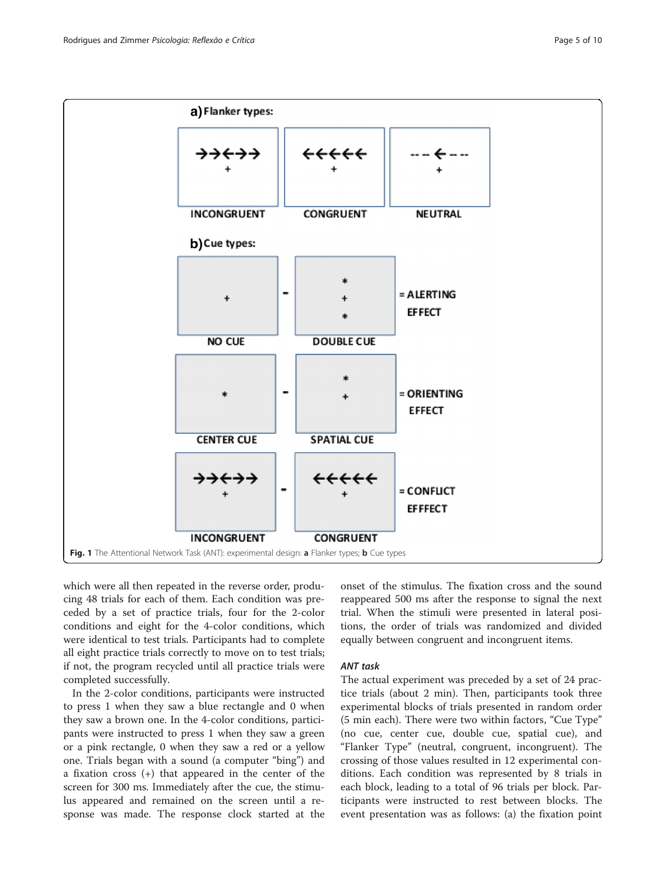Fig. 1 The Attentional Network Task (ANT): experimental design: **a** Flanker types; **b** Cue types

which were all then repeated in the reverse order, producing 48 trials for each of them. Each condition was preceded by a set of practice trials, four for the 2-color conditions and eight for the 4-color conditions, which were identical to test trials. Participants had to complete all eight practice trials correctly to move on to test trials; if not, the program recycled until all practice trials were completed successfully.

In the 2-color conditions, participants were instructed to press 1 when they saw a blue rectangle and 0 when they saw a brown one. In the 4-color conditions, participants were instructed to press 1 when they saw a green or a pink rectangle, 0 when they saw a red or a yellow one. Trials began with a sound (a computer "bing") and a fixation cross (+) that appeared in the center of the screen for 300 ms. Immediately after the cue, the stimulus appeared and remained on the screen until a response was made. The response clock started at the onset of the stimulus. The fixation cross and the sound reappeared 500 ms after the response to signal the next trial. When the stimuli were presented in lateral positions, the order of trials was randomized and divided equally between congruent and incongruent items.

### *ANT task*

The actual experiment was preceded by a set of 24 practice trials (about 2 min). Then, participants took three experimental blocks of trials presented in random order (5 min each). There were two within factors, "Cue Type" (no cue, center cue, double cue, spatial cue), and "Flanker Type" (neutral, congruent, incongruent). The crossing of those values resulted in 12 experimental conditions. Each condition was represented by 8 trials in each block, leading to a total of 96 trials per block. Participants were instructed to rest between blocks. The event presentation was as follows: (a) the fixation point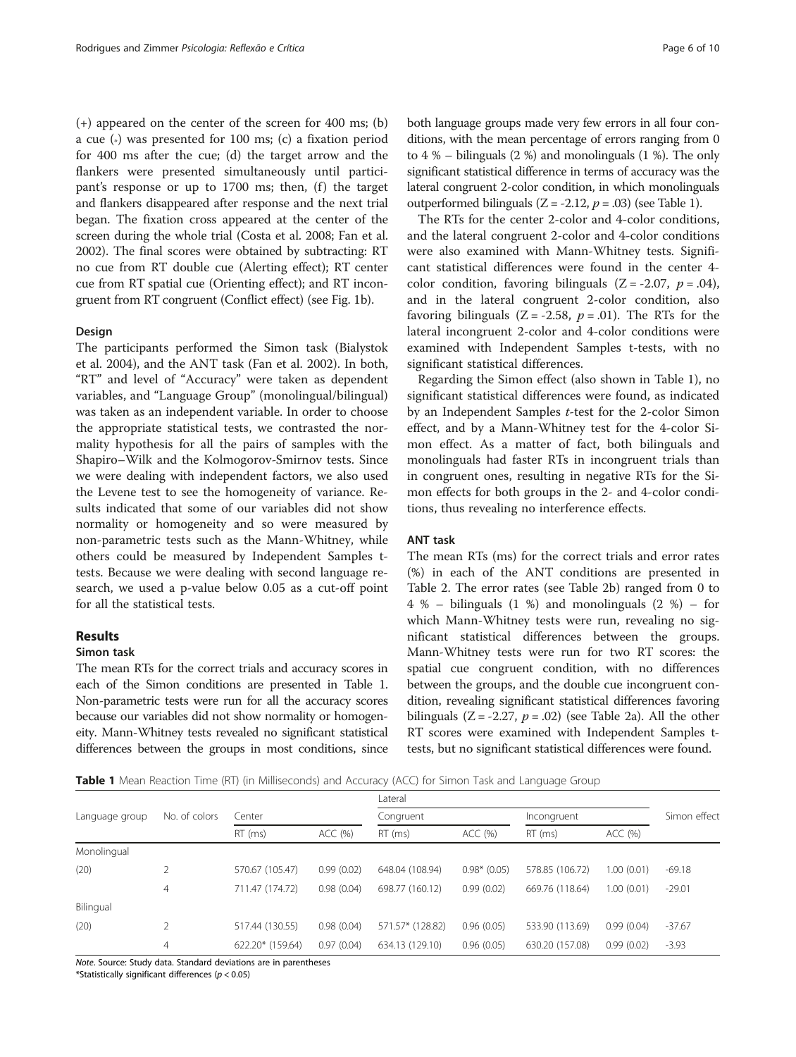(+) appeared on the center of the screen for 400 ms; (b) a cue (*) was presented for 100 ms; (c) a fixation period for 400 ms after the cue; (d) the target arrow and the flankers were presented simultaneously until participant's response or up to 1700 ms; then, (f) the target and flankers disappeared after response and the next trial began. The fixation cross appeared at the center of the screen during the whole trial (Costa et al. 2008; Fan et al. 2002). The final scores were obtained by subtracting: RT no cue from RT double cue (Alerting effect); RT center cue from RT spatial cue (Orienting effect); and RT incongruent from RT congruent (Conflict effect) (see Fig. 1b).

### Design

The participants performed the Simon task (Bialystok et al. 2004), and the ANT task (Fan et al. 2002). In both, "RT" and level of "Accuracy" were taken as dependent variables, and "Language Group" (monolingual/bilingual) was taken as an independent variable. In order to choose the appropriate statistical tests, we contrasted the normality hypothesis for all the pairs of samples with the Shapiro–Wilk and the Kolmogorov-Smirnov tests. Since we were dealing with independent factors, we also used the Levene test to see the homogeneity of variance. Results indicated that some of our variables did not show normality or homogeneity and so were measured by non-parametric tests such as the Mann-Whitney, while others could be measured by Independent Samples t-tests. Because we were dealing with second language research, we used a p-value below 0.05 as a cut-off point for all the statistical tests.

## Results

### Simon task

The mean RTs for the correct trials and accuracy scores in each of the Simon conditions are presented in Table 1. Non-parametric tests were run for all the accuracy scores because our variables did not show normality or homogeneity. Mann-Whitney tests revealed no significant statistical differences between the groups in most conditions, since both language groups made very few errors in all four conditions, with the mean percentage of errors ranging from 0 to 4 % – bilinguals (2 %) and monolinguals (1 %). The only significant statistical difference in terms of accuracy was the lateral congruent 2-color condition, in which monolinguals outperformed bilinguals ($Z = -2.12$, $p = .03$) (see Table 1).

The RTs for the center 2-color and 4-color conditions, and the lateral congruent 2-color and 4-color conditions were also examined with Mann-Whitney tests. Significant statistical differences were found in the center 4-color condition, favoring bilinguals ($Z = -2.07$, $p = .04$), and in the lateral congruent 2-color condition, also favoring bilinguals ($Z = -2.58$, $p = .01$). The RTs for the lateral incongruent 2-color and 4-color conditions were examined with Independent Samples t-tests, with no significant statistical differences.

Regarding the Simon effect (also shown in Table 1), no significant statistical differences were found, as indicated by an Independent Samples *t*-test for the 2-color Simon effect, and by a Mann-Whitney test for the 4-color Simon effect. As a matter of fact, both bilinguals and monolinguals had faster RTs in incongruent trials than in congruent ones, resulting in negative RTs for the Simon effects for both groups in the 2- and 4-color conditions, thus revealing no interference effects.

### ANT task

The mean RTs (ms) for the correct trials and error rates (%) in each of the ANT conditions are presented in Table 2. The error rates (see Table 2b) ranged from 0 to 4 % – bilinguals (1 %) and monolinguals (2 %) – for which Mann-Whitney tests were run, revealing no significant statistical differences between the groups. Mann-Whitney tests were run for two RT scores: the spatial cue congruent condition, with no differences between the groups, and the double cue incongruent condition, revealing significant statistical differences favoring bilinguals ($Z = -2.27$, $p = .02$) (see Table 2a). All the other RT scores were examined with Independent Samples t-tests, but no significant statistical differences were found.

**Table 1** Mean Reaction Time (RT) (in Milliseconds) and Accuracy (ACC) for Simon Task and Language Group

| Language group | No. of colors | Center | | Lateral | | | | Simon effect |
|---|---|---|---|---|---|---|---|---|
| | | | | Congruent | | Incongruent | | |
| | | RT (ms) | ACC (%) | RT (ms) | ACC (%) | RT (ms) | ACC (%) | |
| Monolingual | | | | | | | | |
| (20) | 2 | 570.67 (105.47) | 0.99 (0.02) | 648.04 (108.94) | 0.98* (0.05) | 578.85 (106.72) | 1.00 (0.01) | -69.18 |
| | 4 | 711.47 (174.72) | 0.98 (0.04) | 698.77 (160.12) | 0.99 (0.02) | 669.76 (118.64) | 1.00 (0.01) | -29.01 |
| Bilingual | | | | | | | | |
| (20) | 2 | 517.44 (130.55) | 0.98 (0.04) | 571.57* (128.82) | 0.96 (0.05) | 533.90 (113.69) | 0.99 (0.04) | -37.67 |
| | 4 | 622.20* (159.64) | 0.97 (0.04) | 634.13 (129.10) | 0.96 (0.05) | 630.20 (157.08) | 0.99 (0.02) | -3.93 |

*Note*. Source: Study data. Standard deviations are in parentheses

*Statistically significant differences ($p < 0.05$)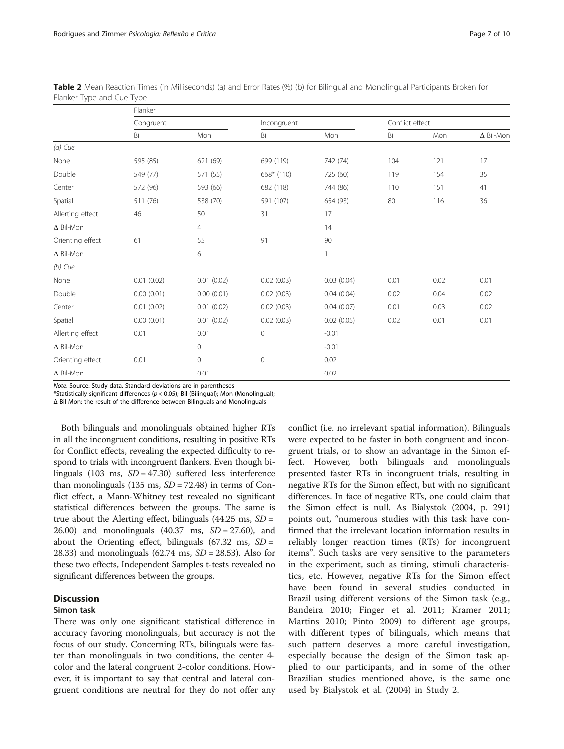**Table 2** Mean Reaction Times (in Milliseconds) (a) and Error Rates (%) (b) for Bilingual and Monolingual Participants Broken for Flanker Type and Cue Type

| | Flanker | | | | | | |
|---|---|---|---|---|---|---|---|
| | Congruent | | Incongruent | | Conflict effect | | |
| | Bil | Mon | Bil | Mon | Bil | Mon | Δ Bil-Mon |
| *(a) Cue* | | | | | | | |
| None | 595 (85) | 621 (69) | 699 (119) | 742 (74) | 104 | 121 | 17 |
| Double | 549 (77) | 571 (55) | 668* (110) | 725 (60) | 119 | 154 | 35 |
| Center | 572 (96) | 593 (66) | 682 (118) | 744 (86) | 110 | 151 | 41 |
| Spatial | 511 (76) | 538 (70) | 591 (107) | 654 (93) | 80 | 116 | 36 |
| Allerting effect | 46 | 50 | 31 | 17 | | | |
| Δ Bil-Mon | | 4 | | 14 | | | |
| Orienting effect | 61 | 55 | 91 | 90 | | | |
| Δ Bil-Mon | | 6 | | 1 | | | |
| *(b) Cue* | | | | | | | |
| None | 0.01 (0.02) | 0.01 (0.02) | 0.02 (0.03) | 0.03 (0.04) | 0.01 | 0.02 | 0.01 |
| Double | 0.00 (0.01) | 0.00 (0.01) | 0.02 (0.03) | 0.04 (0.04) | 0.02 | 0.04 | 0.02 |
| Center | 0.01 (0.02) | 0.01 (0.02) | 0.02 (0.03) | 0.04 (0.07) | 0.01 | 0.03 | 0.02 |
| Spatial | 0.00 (0.01) | 0.01 (0.02) | 0.02 (0.03) | 0.02 (0.05) | 0.02 | 0.01 | 0.01 |
| Allerting effect | 0.01 | 0.01 | 0 | -0.01 | | | |
| Δ Bil-Mon | | 0 | | -0.01 | | | |
| Orienting effect | 0.01 | 0 | 0 | 0.02 | | | |
| Δ Bil-Mon | | 0.01 | | 0.02 | | | |

*Note*. Source: Study data. Standard deviations are in parentheses
*Statistically significant differences ($p < 0.05$); Bil (Bilingual); Mon (Monolingual);
Δ Bil-Mon: the result of the difference between Bilinguals and Monolinguals

Both bilinguals and monolinguals obtained higher RTs in all the incongruent conditions, resulting in positive RTs for Conflict effects, revealing the expected difficulty to respond to trials with incongruent flankers. Even though bilinguals (103 ms, $SD = 47.30$) suffered less interference than monolinguals (135 ms, $SD = 72.48$) in terms of Conflict effect, a Mann-Whitney test revealed no significant statistical differences between the groups. The same is true about the Alerting effect, bilinguals (44.25 ms, $SD = 26.00$) and monolinguals (40.37 ms, $SD = 27.60$), and about the Orienting effect, bilinguals (67.32 ms, $SD = 28.33$) and monolinguals (62.74 ms, $SD = 28.53$). Also for these two effects, Independent Samples t-tests revealed no significant differences between the groups.

## Discussion

### Simon task

There was only one significant statistical difference in accuracy favoring monolinguals, but accuracy is not the focus of our study. Concerning RTs, bilinguals were faster than monolinguals in two conditions, the center 4-color and the lateral congruent 2-color conditions. However, it is important to say that central and lateral congruent conditions are neutral for they do not offer any conflict (i.e. no irrelevant spatial information). Bilinguals were expected to be faster in both congruent and incongruent trials, or to show an advantage in the Simon effect. However, both bilinguals and monolinguals presented faster RTs in incongruent trials, resulting in negative RTs for the Simon effect, but with no significant differences. In face of negative RTs, one could claim that the Simon effect is null. As Bialystok (2004, p. 291) points out, "numerous studies with this task have confirmed that the irrelevant location information results in reliably longer reaction times (RTs) for incongruent items". Such tasks are very sensitive to the parameters in the experiment, such as timing, stimuli characteristics, etc. However, negative RTs for the Simon effect have been found in several studies conducted in Brazil using different versions of the Simon task (e.g., Bandeira 2010; Finger et al. 2011; Kramer 2011; Martins 2010; Pinto 2009) to different age groups, with different types of bilinguals, which means that such pattern deserves a more careful investigation, especially because the design of the Simon task applied to our participants, and in some of the other Brazilian studies mentioned above, is the same one used by Bialystok et al. (2004) in Study 2.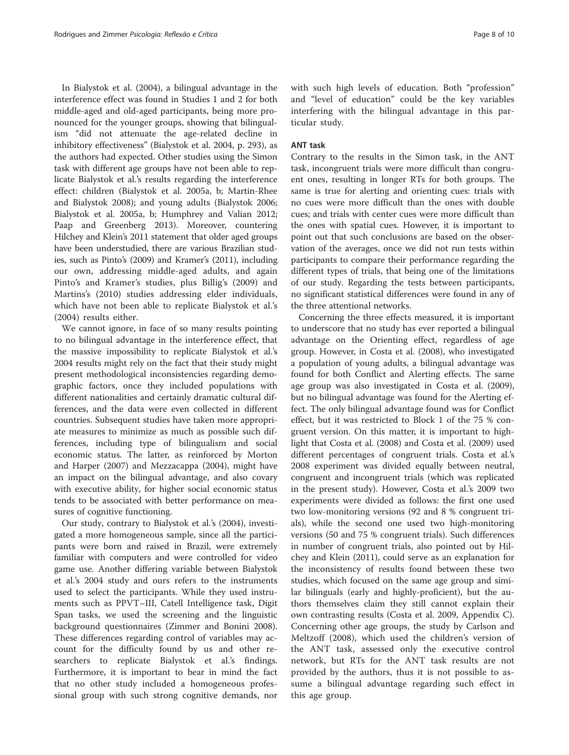In Bialystok et al. (2004), a bilingual advantage in the interference effect was found in Studies 1 and 2 for both middle-aged and old-aged participants, being more pronounced for the younger groups, showing that bilingualism "did not attenuate the age-related decline in inhibitory effectiveness" (Bialystok et al. 2004, p. 293), as the authors had expected. Other studies using the Simon task with different age groups have not been able to replicate Bialystok et al.'s results regarding the interference effect: children (Bialystok et al. 2005a, b; Martin-Rhee and Bialystok 2008); and young adults (Bialystok 2006; Bialystok et al. 2005a, b; Humphrey and Valian 2012; Paap and Greenberg 2013). Moreover, countering Hilchey and Klein's 2011 statement that older aged groups have been understudied, there are various Brazilian studies, such as Pinto's (2009) and Kramer's (2011), including our own, addressing middle-aged adults, and again Pinto's and Kramer's studies, plus Billig's (2009) and Martins's (2010) studies addressing elder individuals, which have not been able to replicate Bialystok et al.'s (2004) results either.

We cannot ignore, in face of so many results pointing to no bilingual advantage in the interference effect, that the massive impossibility to replicate Bialystok et al.'s 2004 results might rely on the fact that their study might present methodological inconsistencies regarding demographic factors, once they included populations with different nationalities and certainly dramatic cultural differences, and the data were even collected in different countries. Subsequent studies have taken more appropriate measures to minimize as much as possible such differences, including type of bilingualism and social economic status. The latter, as reinforced by Morton and Harper (2007) and Mezzacappa (2004), might have an impact on the bilingual advantage, and also covary with executive ability, for higher social economic status tends to be associated with better performance on measures of cognitive functioning.

Our study, contrary to Bialystok et al.'s (2004), investigated a more homogeneous sample, since all the participants were born and raised in Brazil, were extremely familiar with computers and were controlled for video game use. Another differing variable between Bialystok et al.'s 2004 study and ours refers to the instruments used to select the participants. While they used instruments such as PPVT–III, Catell Intelligence task, Digit Span tasks, we used the screening and the linguistic background questionnaires (Zimmer and Bonini 2008). These differences regarding control of variables may account for the difficulty found by us and other researchers to replicate Bialystok et al.'s findings. Furthermore, it is important to bear in mind the fact that no other study included a homogeneous professional group with such strong cognitive demands, nor with such high levels of education. Both "profession" and "level of education" could be the key variables interfering with the bilingual advantage in this particular study.

#### ANT task

Contrary to the results in the Simon task, in the ANT task, incongruent trials were more difficult than congruent ones, resulting in longer RTs for both groups. The same is true for alerting and orienting cues: trials with no cues were more difficult than the ones with double cues; and trials with center cues were more difficult than the ones with spatial cues. However, it is important to point out that such conclusions are based on the observation of the averages, once we did not run tests within participants to compare their performance regarding the different types of trials, that being one of the limitations of our study. Regarding the tests between participants, no significant statistical differences were found in any of the three attentional networks.

Concerning the three effects measured, it is important to underscore that no study has ever reported a bilingual advantage on the Orienting effect, regardless of age group. However, in Costa et al. (2008), who investigated a population of young adults, a bilingual advantage was found for both Conflict and Alerting effects. The same age group was also investigated in Costa et al. (2009), but no bilingual advantage was found for the Alerting effect. The only bilingual advantage found was for Conflict effect, but it was restricted to Block 1 of the 75 % congruent version. On this matter, it is important to highlight that Costa et al. (2008) and Costa et al. (2009) used different percentages of congruent trials. Costa et al.'s 2008 experiment was divided equally between neutral, congruent and incongruent trials (which was replicated in the present study). However, Costa et al.'s 2009 two experiments were divided as follows: the first one used two low-monitoring versions (92 and 8 % congruent trials), while the second one used two high-monitoring versions (50 and 75 % congruent trials). Such differences in number of congruent trials, also pointed out by Hilchey and Klein (2011), could serve as an explanation for the inconsistency of results found between these two studies, which focused on the same age group and similar bilinguals (early and highly-proficient), but the authors themselves claim they still cannot explain their own contrasting results (Costa et al. 2009, Appendix C). Concerning other age groups, the study by Carlson and Meltzoff (2008), which used the children's version of the ANT task, assessed only the executive control network, but RTs for the ANT task results are not provided by the authors, thus it is not possible to assume a bilingual advantage regarding such effect in this age group.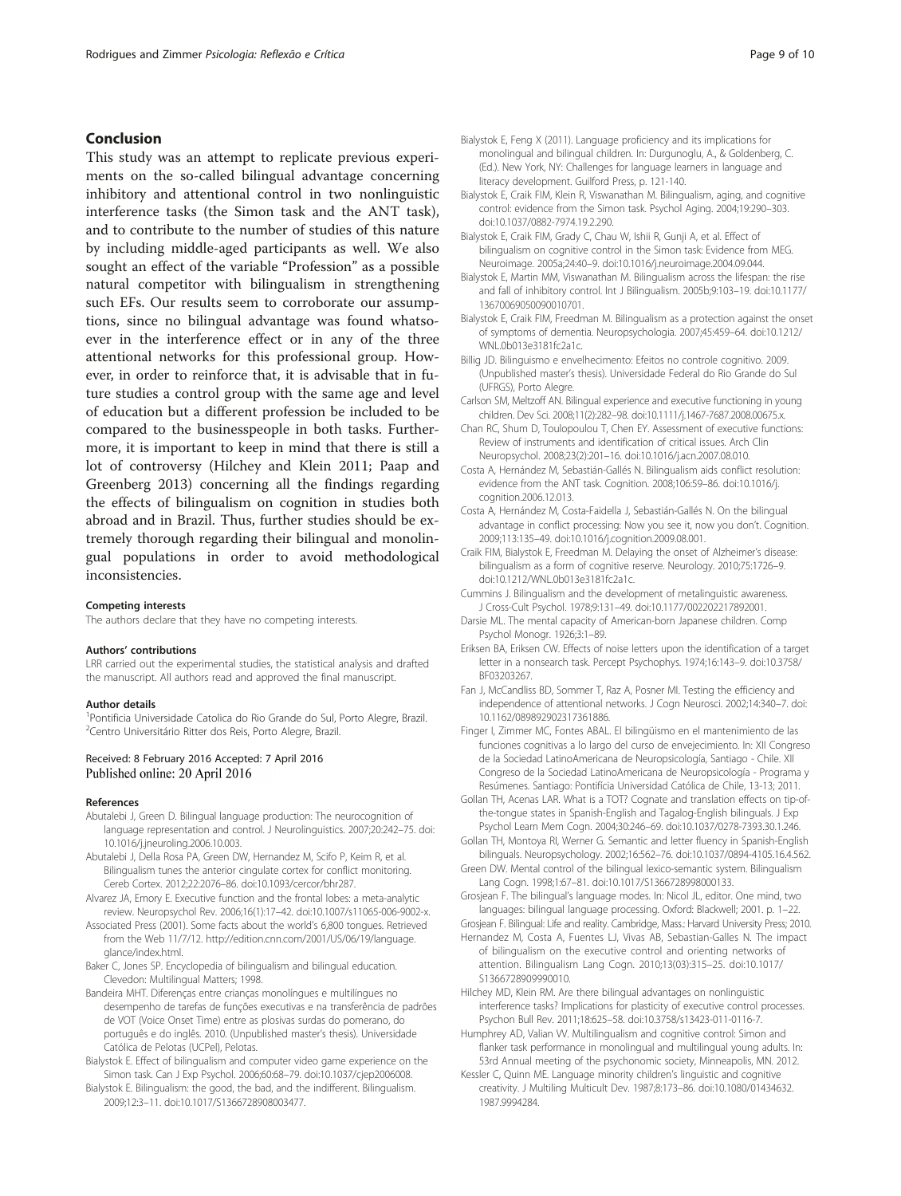## Conclusion

This study was an attempt to replicate previous experiments on the so-called bilingual advantage concerning inhibitory and attentional control in two nonlinguistic interference tasks (the Simon task and the ANT task), and to contribute to the number of studies of this nature by including middle-aged participants as well. We also sought an effect of the variable "Profession" as a possible natural competitor with bilingualism in strengthening such EFs. Our results seem to corroborate our assumptions, since no bilingual advantage was found whatsoever in the interference effect or in any of the three attentional networks for this professional group. However, in order to reinforce that, it is advisable that in future studies a control group with the same age and level of education but a different profession be included to be compared to the businesspeople in both tasks. Furthermore, it is important to keep in mind that there is still a lot of controversy (Hilchey and Klein 2011; Paap and Greenberg 2013) concerning all the findings regarding the effects of bilingualism on cognition in studies both abroad and in Brazil. Thus, further studies should be extremely thorough regarding their bilingual and monolingual populations in order to avoid methodological inconsistencies.

#### Competing interests

The authors declare that they have no competing interests.

#### Authors' contributions

LRR carried out the experimental studies, the statistical analysis and drafted the manuscript. All authors read and approved the final manuscript.

#### Author details

[1]Pontifícia Universidade Catolica do Rio Grande do Sul, Porto Alegre, Brazil. [2]Centro Universitário Ritter dos Reis, Porto Alegre, Brazil.

Received: 8 February 2016 Accepted: 7 April 2016
Published online: 20 April 2016

#### References

- Abutalebi J, Green D. Bilingual language production: The neurocognition of language representation and control. J Neurolinguistics. 2007;20:242–75. doi: 10.1016/j.jneuroling.2006.10.003.
- Abutalebi J, Della Rosa PA, Green DW, Hernandez M, Scifo P, Keim R, et al. Bilingualism tunes the anterior cingulate cortex for conflict monitoring. Cereb Cortex. 2012;22:2076–86. doi:10.1093/cercor/bhr287.
- Alvarez JA, Emory E. Executive function and the frontal lobes: a meta-analytic review. Neuropsychol Rev. 2006;16(1):17–42. doi:10.1007/s11065-006-9002-x.
- Associated Press (2001). Some facts about the world's 6,800 tongues. Retrieved from the Web 11/7/12. http://edition.cnn.com/2001/US/06/19/language.glance/index.html.
- Baker C, Jones SP. Encyclopedia of bilingualism and bilingual education. Clevedon: Multilingual Matters; 1998.
- Bandeira MHT. Diferenças entre crianças monolíngues e multilíngues no desempenho de tarefas de funções executivas e na transferência de padrões de VOT (Voice Onset Time) entre as plosivas surdas do pomerano, do português e do inglês. 2010. (Unpublished master's thesis). Universidade Católica de Pelotas (UCPel), Pelotas.
- Bialystok E. Effect of bilingualism and computer video game experience on the Simon task. Can J Exp Psychol. 2006;60:68–79. doi:10.1037/cjep2006008.
- Bialystok E. Bilingualism: the good, the bad, and the indifferent. Bilingualism. 2009;12:3–11. doi:10.1017/S1366728908003477.
- Bialystok E, Feng X (2011). Language proficiency and its implications for monolingual and bilingual children. In: Durgunoglu, A., & Goldenberg, C. (Ed.). New York, NY: Challenges for language learners in language and literacy development. Guilford Press, p. 121-140.
- Bialystok E, Craik FIM, Klein R, Viswanathan M. Bilingualism, aging, and cognitive control: evidence from the Simon task. Psychol Aging. 2004;19:290–303. doi:10.1037/0882-7974.19.2.290.
- Bialystok E, Craik FIM, Grady C, Chau W, Ishii R, Gunji A, et al. Effect of bilingualism on cognitive control in the Simon task: Evidence from MEG. Neuroimage. 2005a;24:40–9. doi:10.1016/j.neuroimage.2004.09.044.
- Bialystok E, Martin MM, Viswanathan M. Bilingualism across the lifespan: the rise and fall of inhibitory control. Int J Bilingualism. 2005b;9:103–19. doi:10.1177/13670069050090010701.
- Bialystok E, Craik FIM, Freedman M. Bilingualism as a protection against the onset of symptoms of dementia. Neuropsychologia. 2007;45:459–64. doi:10.1212/WNL.0b013e3181fc2a1c.
- Billig JD. Bilinguismo e envelhecimento: Efeitos no controle cognitivo. 2009. (Unpublished master's thesis). Universidade Federal do Rio Grande do Sul (UFRGS), Porto Alegre.
- Carlson SM, Meltzoff AN. Bilingual experience and executive functioning in young children. Dev Sci. 2008;11(2):282–98. doi:10.1111/j.1467-7687.2008.00675.x.
- Chan RC, Shum D, Toulopoulou T, Chen EY. Assessment of executive functions: Review of instruments and identification of critical issues. Arch Clin Neuropsychol. 2008;23(2):201–16. doi:10.1016/j.acn.2007.08.010.
- Costa A, Hernández M, Sebastián-Gallés N. Bilingualism aids conflict resolution: evidence from the ANT task. Cognition. 2008;106:59–86. doi:10.1016/j.cognition.2006.12.013.
- Costa A, Hernández M, Costa-Faidella J, Sebastián-Gallés N. On the bilingual advantage in conflict processing: Now you see it, now you don't. Cognition. 2009;113:135–49. doi:10.1016/j.cognition.2009.08.001.
- Craik FIM, Bialystok E, Freedman M. Delaying the onset of Alzheimer's disease: bilingualism as a form of cognitive reserve. Neurology. 2010;75:1726–9. doi:10.1212/WNL.0b013e3181fc2a1c.
- Cummins J. Bilingualism and the development of metalinguistic awareness. J Cross-Cult Psychol. 1978;9:131–49. doi:10.1177/002202217892001.
- Darsie ML. The mental capacity of American-born Japanese children. Comp Psychol Monogr. 1926;3:1–89.
- Eriksen BA, Eriksen CW. Effects of noise letters upon the identification of a target letter in a nonsearch task. Percept Psychophys. 1974;16:143–9. doi:10.3758/BF03203267.
- Fan J, McCandliss BD, Sommer T, Raz A, Posner MI. Testing the efficiency and independence of attentional networks. J Cogn Neurosci. 2002;14:340–7. doi: 10.1162/089892902317361886.
- Finger I, Zimmer MC, Fontes ABAL. El bilingüismo en el mantenimiento de las funciones cognitivas a lo largo del curso de envejecimiento. In: XII Congreso de la Sociedad LatinoAmericana de Neuropsicología, Santiago - Chile. XII Congreso de la Sociedad LatinoAmericana de Neuropsicología - Programa y Resúmenes. Santiago: Pontifícia Universidad Católica de Chile, 13-13; 2011.
- Gollan TH, Acenas LAR. What is a TOT? Cognate and translation effects on tip-of-the-tongue states in Spanish-English and Tagalog-English bilinguals. J Exp Psychol Learn Mem Cogn. 2004;30:246–69. doi:10.1037/0278-7393.30.1.246.
- Gollan TH, Montoya RI, Werner G. Semantic and letter fluency in Spanish-English bilinguals. Neuropsychology. 2002;16:562–76. doi:10.1037/0894-4105.16.4.562.
- Green DW. Mental control of the bilingual lexico-semantic system. Bilingualism Lang Cogn. 1998;1:67–81. doi:10.1017/S1366728998000133.
- Grosjean F. The bilingual's language modes. In: Nicol JL, editor. One mind, two languages: bilingual language processing. Oxford: Blackwell; 2001. p. 1–22.
- Grosjean F. Bilingual: Life and reality. Cambridge, Mass.: Harvard University Press; 2010.
- Hernandez M, Costa A, Fuentes LJ, Vivas AB, Sebastian-Galles N. The impact of bilingualism on the executive control and orienting networks of attention. Bilingualism Lang Cogn. 2010;13(03):315–25. doi:10.1017/S1366728909990010.
- Hilchey MD, Klein RM. Are there bilingual advantages on nonlinguistic interference tasks? Implications for plasticity of executive control processes. Psychon Bull Rev. 2011;18:625–58. doi:10.3758/s13423-011-0116-7.
- Humphrey AD, Valian VV. Multilingualism and cognitive control: Simon and flanker task performance in monolingual and multilingual young adults. In: 53rd Annual meeting of the psychonomic society, Minneapolis, MN. 2012.
- Kessler C, Quinn ME. Language minority children's linguistic and cognitive creativity. J Multiling Multicult Dev. 1987;8:173–86. doi:10.1080/01434632.1987.9994284.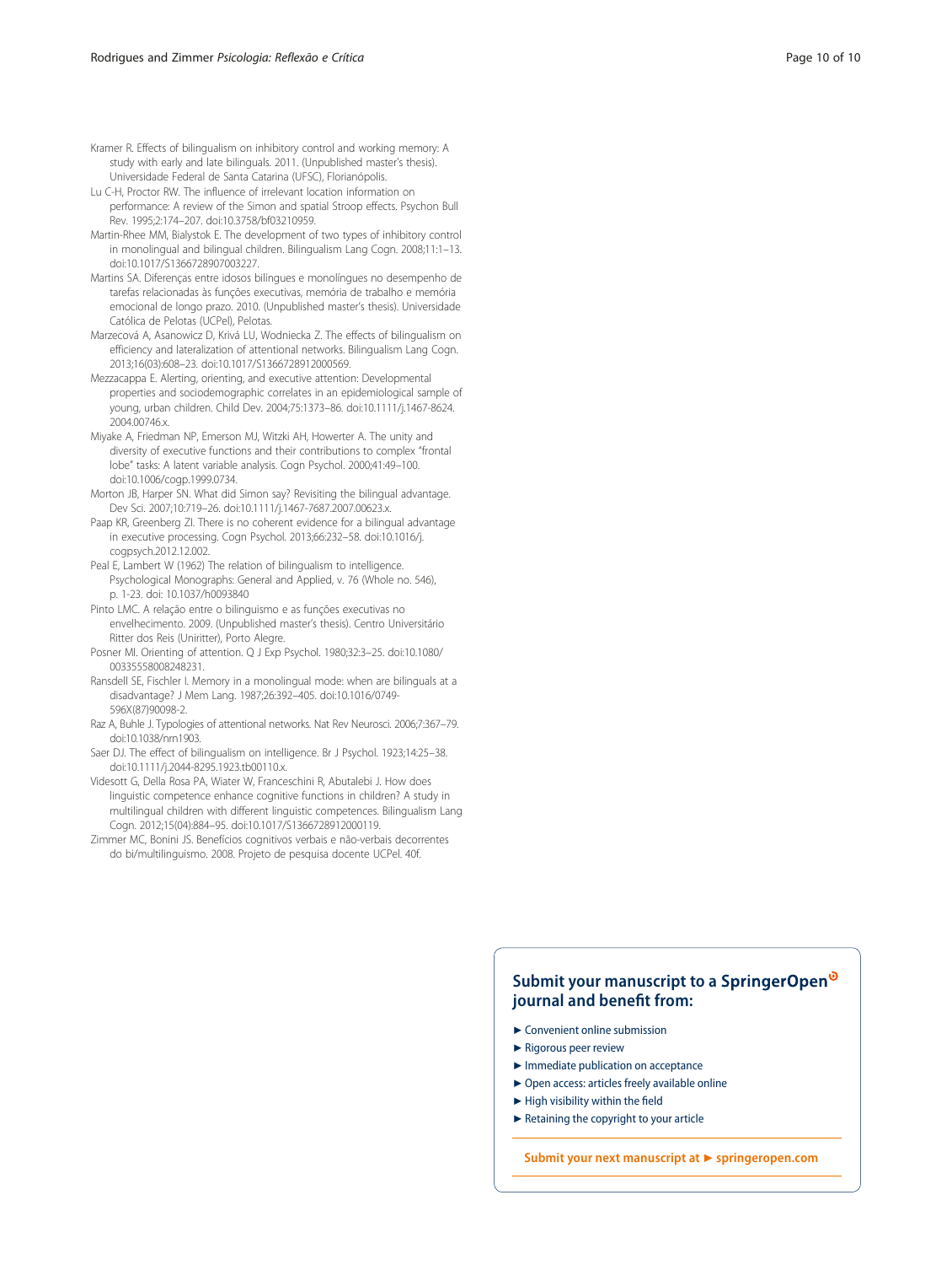Kramer R. Effects of bilingualism on inhibitory control and working memory: A study with early and late bilinguals. 2011. (Unpublished master's thesis). Universidade Federal de Santa Catarina (UFSC), Florianópolis.

Lu C-H, Proctor RW. The influence of irrelevant location information on performance: A review of the Simon and spatial Stroop effects. Psychon Bull Rev. 1995;2:174–207. doi:10.3758/bf03210959.

Martin-Rhee MM, Bialystok E. The development of two types of inhibitory control in monolingual and bilingual children. Bilingualism Lang Cogn. 2008;11:1–13. doi:10.1017/S1366728907003227.

Martins SA. Diferenças entre idosos bilíngues e monolíngues no desempenho de tarefas relacionadas às funções executivas, memória de trabalho e memória emocional de longo prazo. 2010. (Unpublished master's thesis). Universidade Católica de Pelotas (UCPel), Pelotas.

Marzecová A, Asanowicz D, Krivá LU, Wodniecka Z. The effects of bilingualism on efficiency and lateralization of attentional networks. Bilingualism Lang Cogn. 2013;16(03):608–23. doi:10.1017/S1366728912000569.

Mezzacappa E. Alerting, orienting, and executive attention: Developmental properties and sociodemographic correlates in an epidemiological sample of young, urban children. Child Dev. 2004;75:1373–86. doi:10.1111/j.1467-8624.2004.00746.x.

Miyake A, Friedman NP, Emerson MJ, Witzki AH, Howerter A. The unity and diversity of executive functions and their contributions to complex "frontal lobe" tasks: A latent variable analysis. Cogn Psychol. 2000;41:49–100. doi:10.1006/cogp.1999.0734.

Morton JB, Harper SN. What did Simon say? Revisiting the bilingual advantage. Dev Sci. 2007;10:719–26. doi:10.1111/j.1467-7687.2007.00623.x.

Paap KR, Greenberg ZI. There is no coherent evidence for a bilingual advantage in executive processing. Cogn Psychol. 2013;66:232–58. doi:10.1016/j.cogpsych.2012.12.002.

Peal E, Lambert W (1962) The relation of bilingualism to intelligence. Psychological Monographs: General and Applied, v. 76 (Whole no. 546), p. 1-23. doi: 10.1037/h0093840

Pinto LMC. A relação entre o bilinguismo e as funções executivas no envelhecimento. 2009. (Unpublished master's thesis). Centro Universitário Ritter dos Reis (Uniritter), Porto Alegre.

Posner MI. Orienting of attention. Q J Exp Psychol. 1980;32:3–25. doi:10.1080/00335558008248231.

Ransdell SE, Fischler I. Memory in a monolingual mode: when are bilinguals at a disadvantage? J Mem Lang. 1987;26:392–405. doi:10.1016/0749-596X(87)90098-2.

Raz A, Buhle J. Typologies of attentional networks. Nat Rev Neurosci. 2006;7:367–79. doi:10.1038/nrn1903.

Saer DJ. The effect of bilingualism on intelligence. Br J Psychol. 1923;14:25–38. doi:10.1111/j.2044-8295.1923.tb00110.x.

Videsott G, Della Rosa PA, Wiater W, Franceschini R, Abutalebi J. How does linguistic competence enhance cognitive functions in children? A study in multilingual children with different linguistic competences. Bilingualism Lang Cogn. 2012;15(04):884–95. doi:10.1017/S1366728912000119.

Zimmer MC, Bonini JS. Benefícios cognitivos verbais e não-verbais decorrentes do bi/multilinguismo. 2008. Projeto de pesquisa docente UCPel. 40f.

**Submit your manuscript to a SpringerOpen journal and benefit from:**

- ► Convenient online submission
- ► Rigorous peer review
- ► Immediate publication on acceptance
- ► Open access: articles freely available online
- ► High visibility within the field
- ► Retaining the copyright to your article

**Submit your next manuscript at ► springeropen.com**